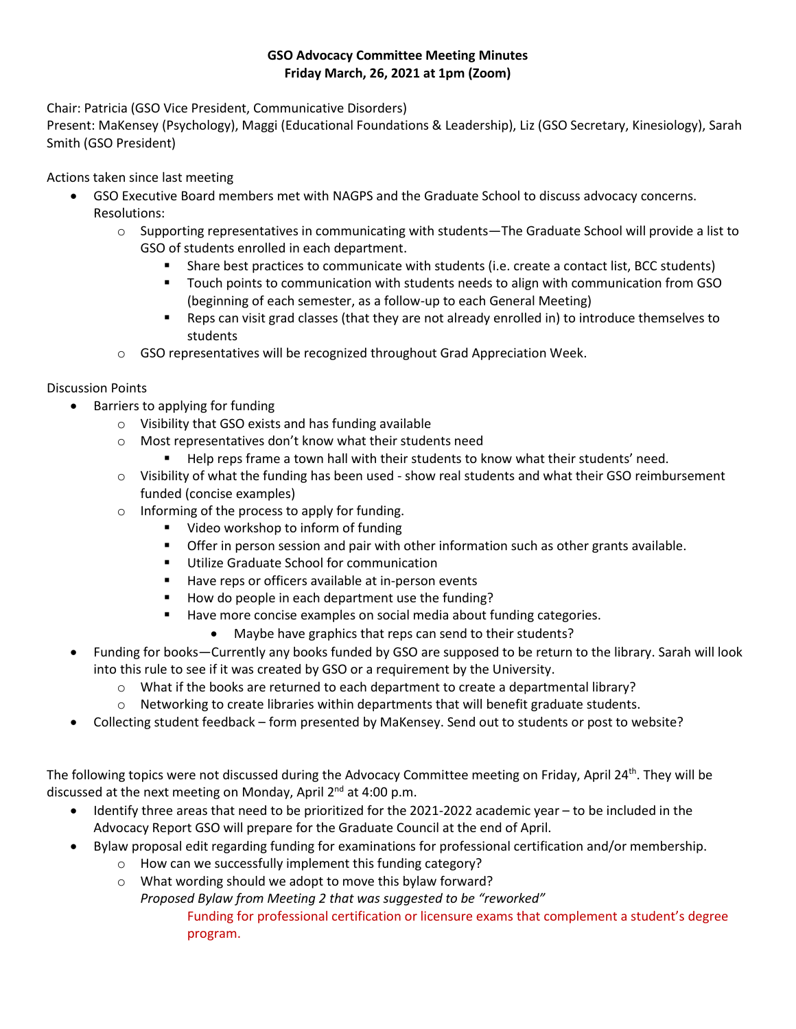**GSO Advocacy Committee Meeting Minutes**
**Friday March, 26, 2021 at 1pm (Zoom)**

Chair: Patricia (GSO Vice President, Communicative Disorders)
Present: MaKensey (Psychology), Maggi (Educational Foundations & Leadership), Liz (GSO Secretary, Kinesiology), Sarah Smith (GSO President)

Actions taken since last meeting

- GSO Executive Board members met with NAGPS and the Graduate School to discuss advocacy concerns. Resolutions:
  - Supporting representatives in communicating with students—The Graduate School will provide a list to GSO of students enrolled in each department.
    - Share best practices to communicate with students (i.e. create a contact list, BCC students)
    - Touch points to communication with students needs to align with communication from GSO (beginning of each semester, as a follow-up to each General Meeting)
    - Reps can visit grad classes (that they are not already enrolled in) to introduce themselves to students
  - GSO representatives will be recognized throughout Grad Appreciation Week.

Discussion Points

- Barriers to applying for funding
  - Visibility that GSO exists and has funding available
  - Most representatives don't know what their students need
    - Help reps frame a town hall with their students to know what their students' need.
  - Visibility of what the funding has been used - show real students and what their GSO reimbursement funded (concise examples)
  - Informing of the process to apply for funding.
    - Video workshop to inform of funding
    - Offer in person session and pair with other information such as other grants available.
    - Utilize Graduate School for communication
    - Have reps or officers available at in-person events
    - How do people in each department use the funding?
    - Have more concise examples on social media about funding categories.
      - Maybe have graphics that reps can send to their students?
- Funding for books—Currently any books funded by GSO are supposed to be return to the library. Sarah will look into this rule to see if it was created by GSO or a requirement by the University.
  - What if the books are returned to each department to create a departmental library?
  - Networking to create libraries within departments that will benefit graduate students.
- Collecting student feedback – form presented by MaKensey. Send out to students or post to website?

The following topics were not discussed during the Advocacy Committee meeting on Friday, April 24th. They will be discussed at the next meeting on Monday, April 2nd at 4:00 p.m.

- Identify three areas that need to be prioritized for the 2021-2022 academic year – to be included in the Advocacy Report GSO will prepare for the Graduate Council at the end of April.
- Bylaw proposal edit regarding funding for examinations for professional certification and/or membership.
  - How can we successfully implement this funding category?
  - What wording should we adopt to move this bylaw forward?

    *Proposed Bylaw from Meeting 2 that was suggested to be "reworked"*

    Funding for professional certification or licensure exams that complement a student's degree program.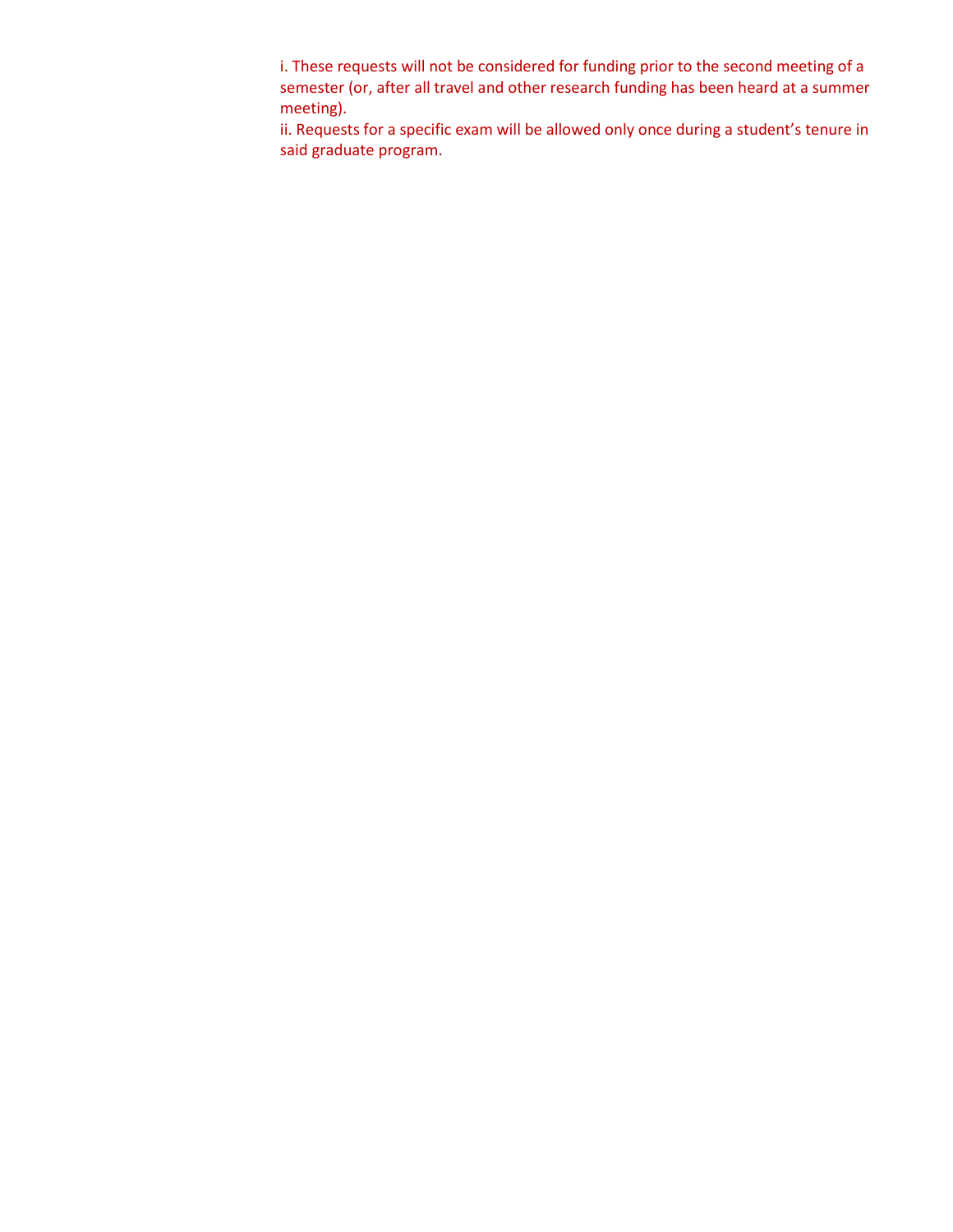i. These requests will not be considered for funding prior to the second meeting of a semester (or, after all travel and other research funding has been heard at a summer meeting).

ii. Requests for a specific exam will be allowed only once during a student's tenure in said graduate program.